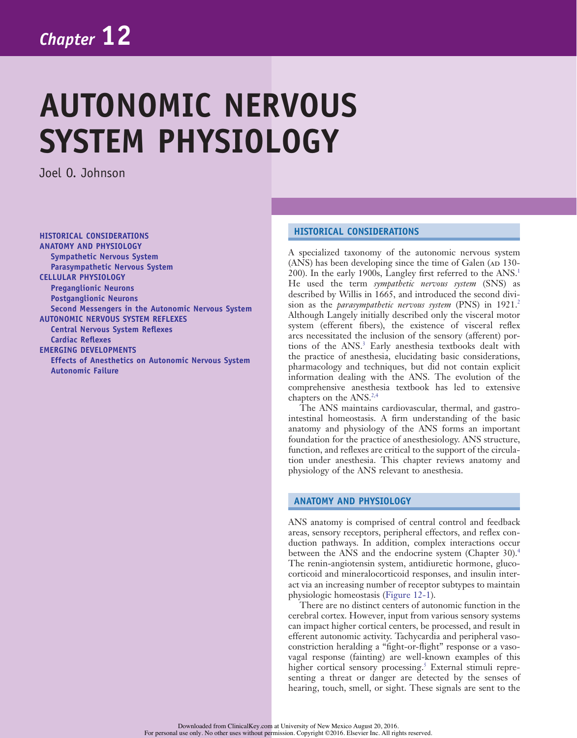# Chapter 12

# AUTONOMIC NERVOUS SYSTEM PHYSIOLOGY

Joel O. Johnson

**HISTORICAL CONSIDERATIONS**
**ANATOMY AND PHYSIOLOGY**
- **Sympathetic Nervous System**
- **Parasympathetic Nervous System**

**CELLULAR PHYSIOLOGY**
- **Preganglionic Neurons**
- **Postganglionic Neurons**
- **Second Messengers in the Autonomic Nervous System**

**AUTONOMIC NERVOUS SYSTEM REFLEXES**
- **Central Nervous System Reflexes**
- **Cardiac Reflexes**

**EMERGING DEVELOPMENTS**
- **Effects of Anesthetics on Autonomic Nervous System**
- **Autonomic Failure**

## HISTORICAL CONSIDERATIONS

A specialized taxonomy of the autonomic nervous system (ANS) has been developing since the time of Galen (AD 130-200). In the early 1900s, Langley first referred to the ANS.[1] He used the term *sympathetic nervous system* (SNS) as described by Willis in 1665, and introduced the second division as the *parasympathetic nervous system* (PNS) in 1921.[2] Although Langely initially described only the visceral motor system (efferent fibers), the existence of visceral reflex arcs necessitated the inclusion of the sensory (afferent) portions of the ANS.[3] Early anesthesia textbooks dealt with the practice of anesthesia, elucidating basic considerations, pharmacology and techniques, but did not contain explicit information dealing with the ANS. The evolution of the comprehensive anesthesia textbook has led to extensive chapters on the ANS.[2,4]

The ANS maintains cardiovascular, thermal, and gastrointestinal homeostasis. A firm understanding of the basic anatomy and physiology of the ANS forms an important foundation for the practice of anesthesiology. ANS structure, function, and reflexes are critical to the support of the circulation under anesthesia. This chapter reviews anatomy and physiology of the ANS relevant to anesthesia.

## ANATOMY AND PHYSIOLOGY

ANS anatomy is comprised of central control and feedback areas, sensory receptors, peripheral effectors, and reflex conduction pathways. In addition, complex interactions occur between the ANS and the endocrine system (Chapter 30).[4] The renin-angiotensin system, antidiuretic hormone, glucocorticoid and mineralocorticoid responses, and insulin interact via an increasing number of receptor subtypes to maintain physiologic homeostasis (Figure 12-1).

There are no distinct centers of autonomic function in the cerebral cortex. However, input from various sensory systems can impact higher cortical centers, be processed, and result in efferent autonomic activity. Tachycardia and peripheral vasoconstriction heralding a "fight-or-flight" response or a vasovagal response (fainting) are well-known examples of this higher cortical sensory processing.[5] External stimuli representing a threat or danger are detected by the senses of hearing, touch, smell, or sight. These signals are sent to the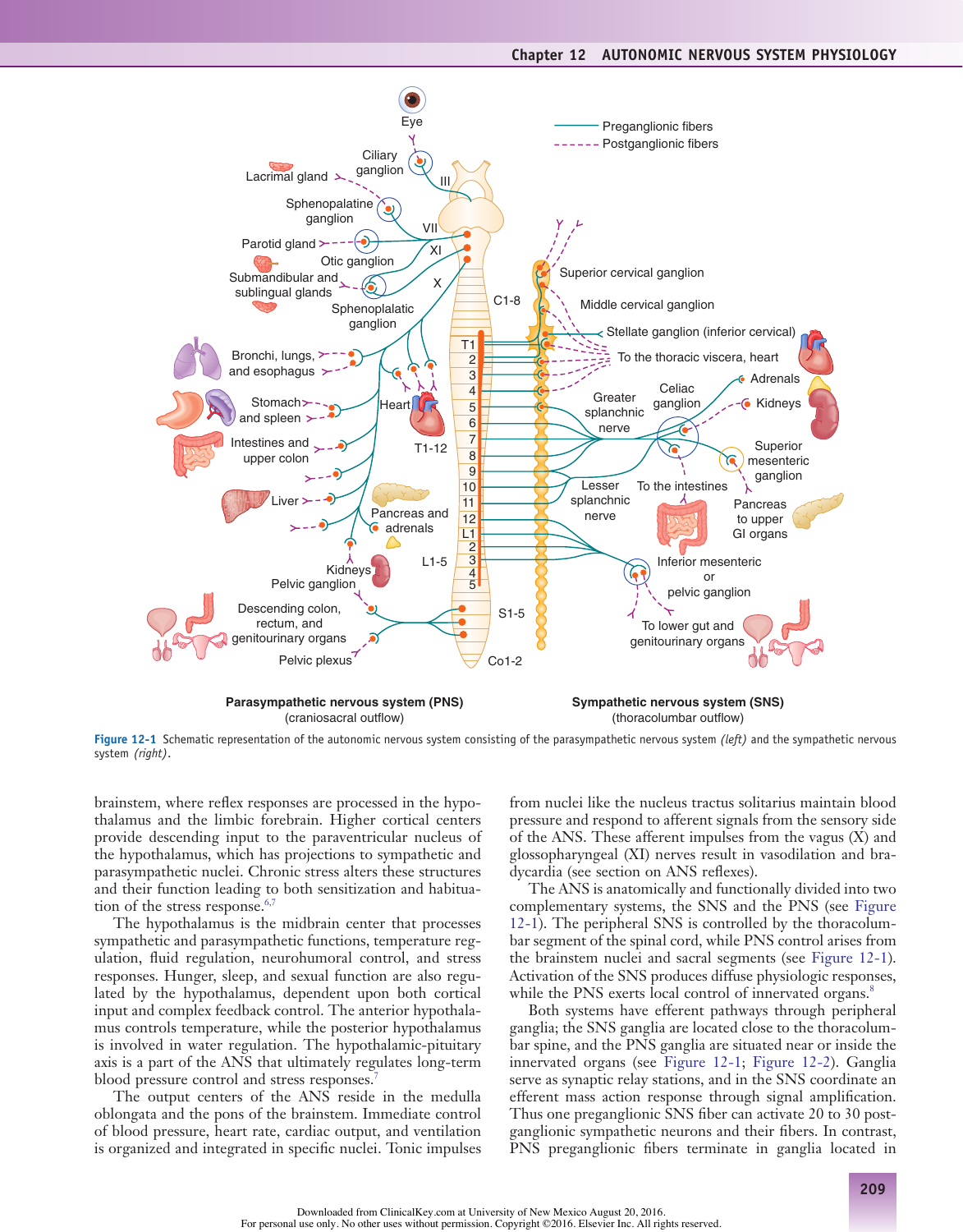Figure 12-1 Schematic representation of the autonomic nervous system consisting of the parasympathetic nervous system *(left)* and the sympathetic nervous system *(right)*.

brainstem, where reflex responses are processed in the hypothalamus and the limbic forebrain. Higher cortical centers provide descending input to the paraventricular nucleus of the hypothalamus, which has projections to sympathetic and parasympathetic nuclei. Chronic stress alters these structures and their function leading to both sensitization and habituation of the stress response.[6,7]

The hypothalamus is the midbrain center that processes sympathetic and parasympathetic functions, temperature regulation, fluid regulation, neurohumoral control, and stress responses. Hunger, sleep, and sexual function are also regulated by the hypothalamus, dependent upon both cortical input and complex feedback control. The anterior hypothalamus controls temperature, while the posterior hypothalamus is involved in water regulation. The hypothalamic-pituitary axis is a part of the ANS that ultimately regulates long-term blood pressure control and stress responses.[7]

The output centers of the ANS reside in the medulla oblongata and the pons of the brainstem. Immediate control of blood pressure, heart rate, cardiac output, and ventilation is organized and integrated in specific nuclei. Tonic impulses from nuclei like the nucleus tractus solitarius maintain blood pressure and respond to afferent signals from the sensory side of the ANS. These afferent impulses from the vagus (X) and glossopharyngeal (XI) nerves result in vasodilation and bradycardia (see section on ANS reflexes).

The ANS is anatomically and functionally divided into two complementary systems, the SNS and the PNS (see Figure 12-1). The peripheral SNS is controlled by the thoracolumbar segment of the spinal cord, while PNS control arises from the brainstem nuclei and sacral segments (see Figure 12-1). Activation of the SNS produces diffuse physiologic responses, while the PNS exerts local control of innervated organs.[8]

Both systems have efferent pathways through peripheral ganglia; the SNS ganglia are located close to the thoracolumbar spine, and the PNS ganglia are situated near or inside the innervated organs (see Figure 12-1; Figure 12-2). Ganglia serve as synaptic relay stations, and in the SNS coordinate an efferent mass action response through signal amplification. Thus one preganglionic SNS fiber can activate 20 to 30 postganglionic sympathetic neurons and their fibers. In contrast, PNS preganglionic fibers terminate in ganglia located in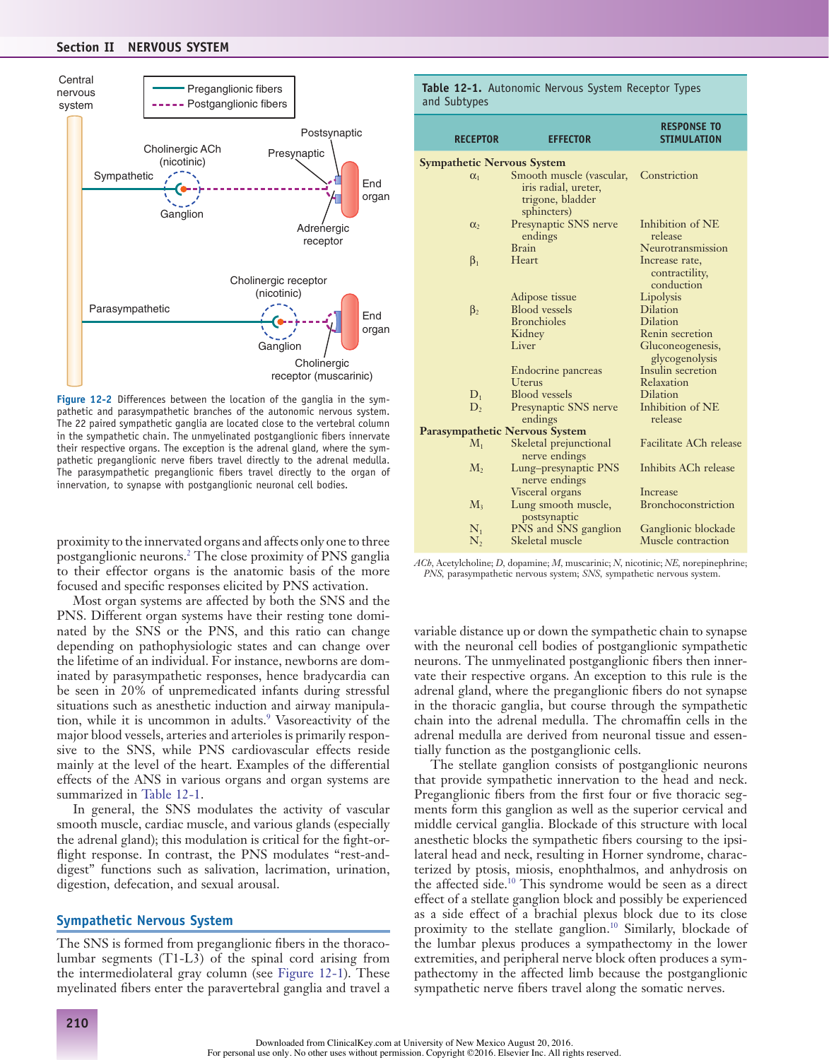Central nervous system

Preganglionic fibers
Postganglionic fibers

Sympathetic
Cholinergic ACh (nicotinic)
Ganglion
Presynaptic
Postsynaptic
End organ
Adrenergic receptor

Parasympathetic
Cholinergic receptor (nicotinic)
Ganglion
End organ
Cholinergic receptor (muscarinic)

**Figure 12-2** Differences between the location of the ganglia in the sympathetic and parasympathetic branches of the autonomic nervous system. The 22 paired sympathetic ganglia are located close to the vertebral column in the sympathetic chain. The unmyelinated postganglionic fibers innervate their respective organs. The exception is the adrenal gland, where the sympathetic preganglionic nerve fibers travel directly to the adrenal medulla. The parasympathetic preganglionic fibers travel directly to the organ of innervation, to synapse with postganglionic neuronal cell bodies.

proximity to the innervated organs and affects only one to three postganglionic neurons.[2] The close proximity of PNS ganglia to their effector organs is the anatomic basis of the more focused and specific responses elicited by PNS activation.

Most organ systems are affected by both the SNS and the PNS. Different organ systems have their resting tone dominated by the SNS or the PNS, and this ratio can change depending on pathophysiologic states and can change over the lifetime of an individual. For instance, newborns are dominated by parasympathetic responses, hence bradycardia can be seen in 20% of unpremedicated infants during stressful situations such as anesthetic induction and airway manipulation, while it is uncommon in adults.[9] Vasoreactivity of the major blood vessels, arteries and arterioles is primarily responsive to the SNS, while PNS cardiovascular effects reside mainly at the level of the heart. Examples of the differential effects of the ANS in various organs and organ systems are summarized in Table 12-1.

In general, the SNS modulates the activity of vascular smooth muscle, cardiac muscle, and various glands (especially the adrenal gland); this modulation is critical for the fight-or-flight response. In contrast, the PNS modulates "rest-and-digest" functions such as salivation, lacrimation, urination, digestion, defecation, and sexual arousal.

## Sympathetic Nervous System

The SNS is formed from preganglionic fibers in the thoracolumbar segments (T1-L3) of the spinal cord arising from the intermediolateral gray column (see Figure 12-1). These myelinated fibers enter the paravertebral ganglia and travel a variable distance up or down the sympathetic chain to synapse with the neuronal cell bodies of postganglionic sympathetic neurons. The unmyelinated postganglionic fibers then innervate their respective organs. An exception to this rule is the adrenal gland, where the preganglionic fibers do not synapse in the thoracic ganglia, but course through the sympathetic chain into the adrenal medulla. The chromaffin cells in the adrenal medulla are derived from neuronal tissue and essentially function as the postganglionic cells.

The stellate ganglion consists of postganglionic neurons that provide sympathetic innervation to the head and neck. Preganglionic fibers from the first four or five thoracic segments form this ganglion as well as the superior cervical and middle cervical ganglia. Blockade of this structure with local anesthetic blocks the sympathetic fibers coursing to the ipsilateral head and neck, resulting in Horner syndrome, characterized by ptosis, miosis, enophthalmos, and anhydrosis on the affected side.[10] This syndrome would be seen as a direct effect of a stellate ganglion block and possibly be experienced as a side effect of a brachial plexus block due to its close proximity to the stellate ganglion.[10] Similarly, blockade of the lumbar plexus produces a sympathectomy in the lower extremities, and peripheral nerve block often produces a sympathectomy in the affected limb because the postganglionic sympathetic nerve fibers travel along the somatic nerves.

**Table 12-1.** Autonomic Nervous System Receptor Types and Subtypes

| RECEPTOR | EFFECTOR | RESPONSE TO STIMULATION |
|---|---|---|
| **Sympathetic Nervous System** | | |
| $\alpha_1$ | Smooth muscle (vascular, iris radial, ureter, trigone, bladder sphincters) | Constriction |
| $\alpha_2$ | Presynaptic SNS nerve endings | Inhibition of NE release |
| | Brain | Neurotransmission |
| $\beta_1$ | Heart | Increase rate, contractility, conduction |
| | Adipose tissue | Lipolysis |
| $\beta_2$ | Blood vessels | Dilation |
| | Bronchioles | Dilation |
| | Kidney | Renin secretion |
| | Liver | Gluconeogenesis, glycogenolysis |
| | Endocrine pancreas | Insulin secretion |
| | Uterus | Relaxation |
| $D_1$ | Blood vessels | Dilation |
| $D_2$ | Presynaptic SNS nerve endings | Inhibition of NE release |
| **Parasympathetic Nervous System** | | |
| $M_1$ | Skeletal prejunctional nerve endings | Facilitate ACh release |
| $M_2$ | Lung–presynaptic PNS nerve endings | Inhibits ACh release |
| | Visceral organs | Increase |
| $M_3$ | Lung smooth muscle, postsynaptic | Bronchoconstriction |
| $N_1$ | PNS and SNS ganglion | Ganglionic blockade |
| $N_2$ | Skeletal muscle | Muscle contraction |

*ACh*, Acetylcholine; *D*, dopamine; *M*, muscarinic; *N*, nicotinic; *NE*, norepinephrine; *PNS*, parasympathetic nervous system; *SNS*, sympathetic nervous system.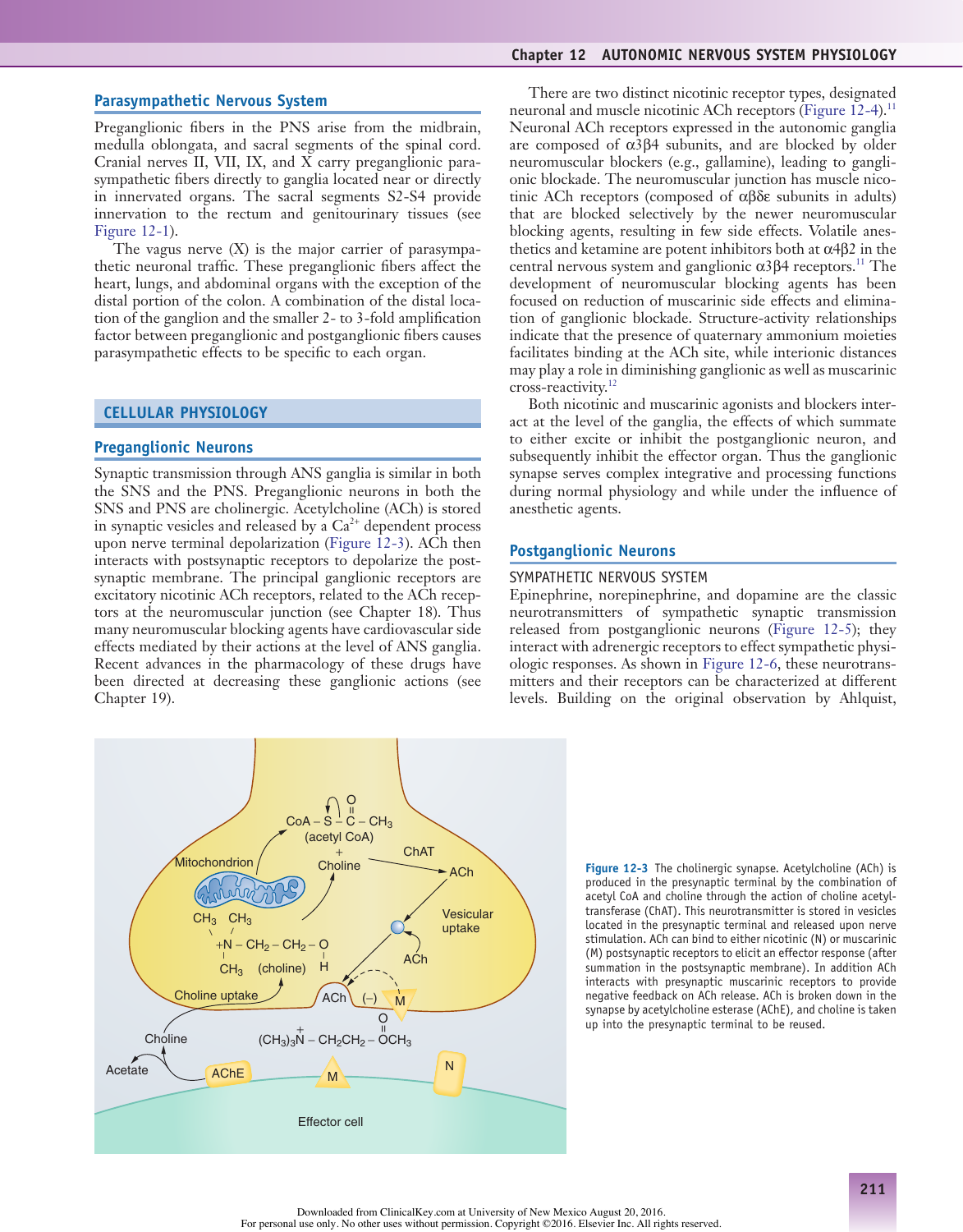## Parasympathetic Nervous System

Preganglionic fibers in the PNS arise from the midbrain, medulla oblongata, and sacral segments of the spinal cord. Cranial nerves II, VII, IX, and X carry preganglionic parasympathetic fibers directly to ganglia located near or directly in innervated organs. The sacral segments S2-S4 provide innervation to the rectum and genitourinary tissues (see Figure 12-1).

The vagus nerve (X) is the major carrier of parasympathetic neuronal traffic. These preganglionic fibers affect the heart, lungs, and abdominal organs with the exception of the distal portion of the colon. A combination of the distal location of the ganglion and the smaller 2- to 3-fold amplification factor between preganglionic and postganglionic fibers causes parasympathetic effects to be specific to each organ.

# CELLULAR PHYSIOLOGY

## Preganglionic Neurons

Synaptic transmission through ANS ganglia is similar in both the SNS and the PNS. Preganglionic neurons in both the SNS and PNS are cholinergic. Acetylcholine (ACh) is stored in synaptic vesicles and released by a $Ca^{2+}$ dependent process upon nerve terminal depolarization (Figure 12-3). ACh then interacts with postsynaptic receptors to depolarize the postsynaptic membrane. The principal ganglionic receptors are excitatory nicotinic ACh receptors, related to the ACh receptors at the neuromuscular junction (see Chapter 18). Thus many neuromuscular blocking agents have cardiovascular side effects mediated by their actions at the level of ANS ganglia. Recent advances in the pharmacology of these drugs have been directed at decreasing these ganglionic actions (see Chapter 19).

There are two distinct nicotinic receptor types, designated neuronal and muscle nicotinic ACh receptors (Figure 12-4).[11] Neuronal ACh receptors expressed in the autonomic ganglia are composed of $\alpha3\beta4$ subunits, and are blocked by older neuromuscular blockers (e.g., gallamine), leading to ganglionic blockade. The neuromuscular junction has muscle nicotinic ACh receptors (composed of $\alpha\beta\delta\epsilon$ subunits in adults) that are blocked selectively by the newer neuromuscular blocking agents, resulting in few side effects. Volatile anesthetics and ketamine are potent inhibitors both at $\alpha4\beta2$ in the central nervous system and ganglionic $\alpha3\beta4$ receptors.[11] The development of neuromuscular blocking agents has been focused on reduction of muscarinic side effects and elimination of ganglionic blockade. Structure-activity relationships indicate that the presence of quaternary ammonium moieties facilitates binding at the ACh site, while interionic distances may play a role in diminishing ganglionic as well as muscarinic cross-reactivity.[12]

Both nicotinic and muscarinic agonists and blockers interact at the level of the ganglia, the effects of which summate to either excite or inhibit the postganglionic neuron, and subsequently inhibit the effector organ. Thus the ganglionic synapse serves complex integrative and processing functions during normal physiology and while under the influence of anesthetic agents.

## Postganglionic Neurons

### SYMPATHETIC NERVOUS SYSTEM

Epinephrine, norepinephrine, and dopamine are the classic neurotransmitters of sympathetic synaptic transmission released from postganglionic neurons (Figure 12-5); they interact with adrenergic receptors to effect sympathetic physiologic responses. As shown in Figure 12-6, these neurotransmitters and their receptors can be characterized at different levels. Building on the original observation by Ahlquist,

**Figure 12-3** The cholinergic synapse. Acetylcholine (ACh) is produced in the presynaptic terminal by the combination of acetyl CoA and choline through the action of choline acetyltransferase (ChAT). This neurotransmitter is stored in vesicles located in the presynaptic terminal and released upon nerve stimulation. ACh can bind to either nicotinic (N) or muscarinic (M) postsynaptic receptors to elicit an effector response (after summation in the postsynaptic membrane). In addition ACh interacts with presynaptic muscarinic receptors to provide negative feedback on ACh release. ACh is broken down in the synapse by acetylcholine esterase (AChE), and choline is taken up into the presynaptic terminal to be reused.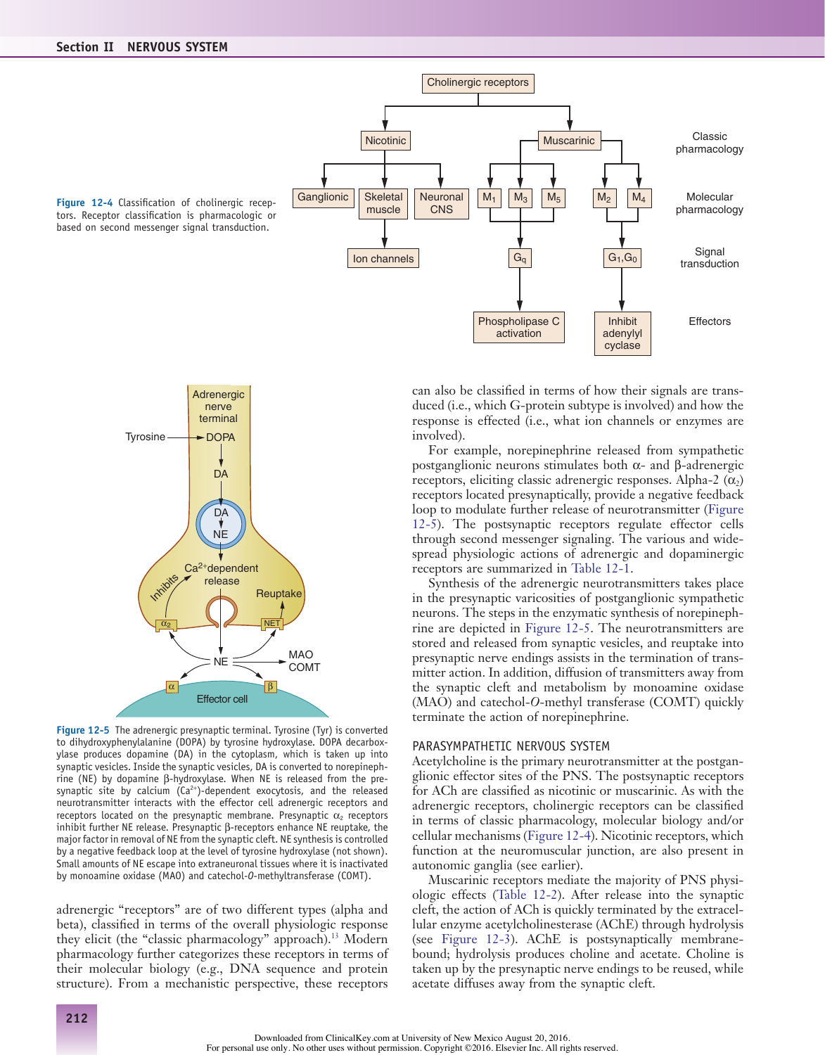Figure 12-4 Classification of cholinergic receptors. Receptor classification is pharmacologic or based on second messenger signal transduction.

Figure 12-5 The adrenergic presynaptic terminal. Tyrosine (Tyr) is converted to dihydroxyphenylalanine (DOPA) by tyrosine hydroxylase. DOPA decarboxylase produces dopamine (DA) in the cytoplasm, which is taken up into synaptic vesicles. Inside the synaptic vesicles, DA is converted to norepinephrine (NE) by dopamine β-hydroxylase. When NE is released from the presynaptic site by calcium ($Ca^{2+}$)-dependent exocytosis, and the released neurotransmitter interacts with the effector cell adrenergic receptors and receptors located on the presynaptic membrane. Presynaptic $\alpha_2$ receptors inhibit further NE release. Presynaptic β-receptors enhance NE reuptake, the major factor in removal of NE from the synaptic cleft. NE synthesis is controlled by a negative feedback loop at the level of tyrosine hydroxylase (not shown). Small amounts of NE escape into extraneuronal tissues where it is inactivated by monoamine oxidase (MAO) and catechol-*O*-methyltransferase (COMT).

adrenergic "receptors" are of two different types (alpha and beta), classified in terms of the overall physiologic response they elicit (the "classic pharmacology" approach).[13] Modern pharmacology further categorizes these receptors in terms of their molecular biology (e.g., DNA sequence and protein structure). From a mechanistic perspective, these receptors can also be classified in terms of how their signals are transduced (i.e., which G-protein subtype is involved) and how the response is effected (i.e., what ion channels or enzymes are involved).

For example, norepinephrine released from sympathetic postganglionic neurons stimulates both α- and β-adrenergic receptors, eliciting classic adrenergic responses. Alpha-2 ($\alpha_2$) receptors located presynaptically, provide a negative feedback loop to modulate further release of neurotransmitter (Figure 12-5). The postsynaptic receptors regulate effector cells through second messenger signaling. The various and widespread physiologic actions of adrenergic and dopaminergic receptors are summarized in Table 12-1.

Synthesis of the adrenergic neurotransmitters takes place in the presynaptic varicosities of postganglionic sympathetic neurons. The steps in the enzymatic synthesis of norepinephrine are depicted in Figure 12-5. The neurotransmitters are stored and released from synaptic vesicles, and reuptake into presynaptic nerve endings assists in the termination of transmitter action. In addition, diffusion of transmitters away from the synaptic cleft and metabolism by monoamine oxidase (MAO) and catechol-*O*-methyl transferase (COMT) quickly terminate the action of norepinephrine.

## PARASYMPATHETIC NERVOUS SYSTEM

Acetylcholine is the primary neurotransmitter at the postganglionic effector sites of the PNS. The postsynaptic receptors for ACh are classified as nicotinic or muscarinic. As with the adrenergic receptors, cholinergic receptors can be classified in terms of classic pharmacology, molecular biology and/or cellular mechanisms (Figure 12-4). Nicotinic receptors, which function at the neuromuscular junction, are also present in autonomic ganglia (see earlier).

Muscarinic receptors mediate the majority of PNS physiologic effects (Table 12-2). After release into the synaptic cleft, the action of ACh is quickly terminated by the extracellular enzyme acetylcholinesterase (AChE) through hydrolysis (see Figure 12-3). AChE is postsynaptically membrane-bound; hydrolysis produces choline and acetate. Choline is taken up by the presynaptic nerve endings to be reused, while acetate diffuses away from the synaptic cleft.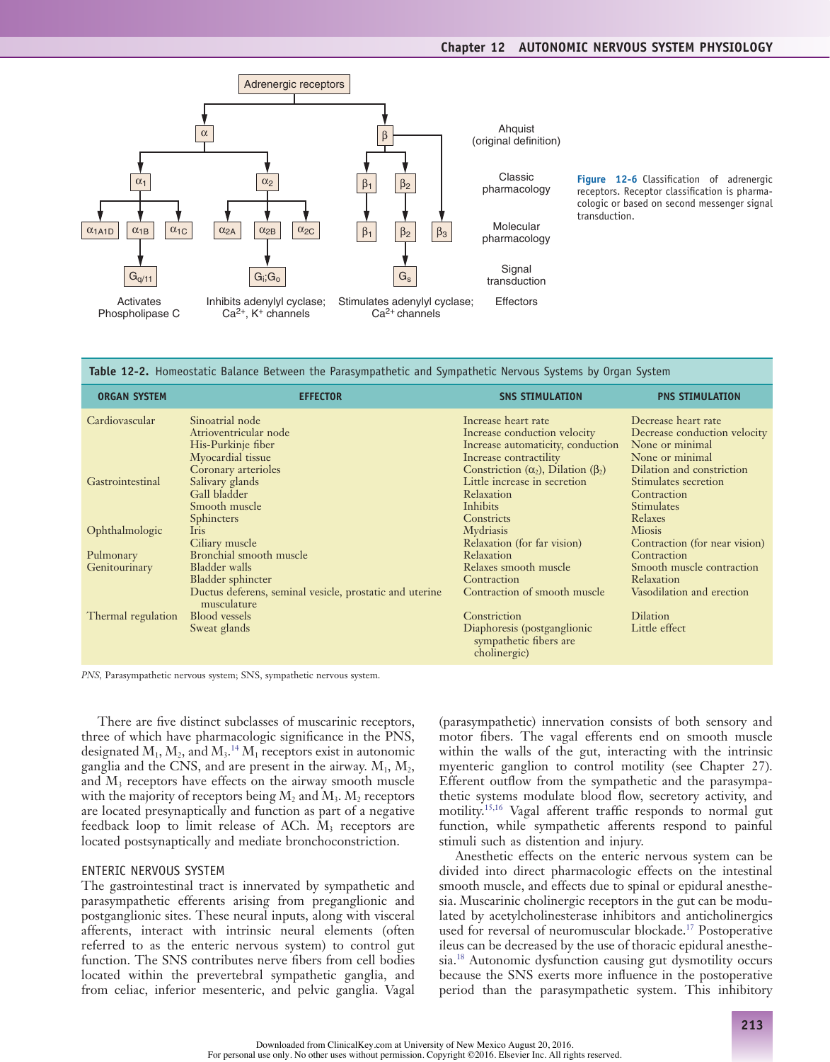| | | | Ahquist (original definition) |
|---|---|---|---|
| Adrenergic receptors: $\alpha$ | | $\beta$ | |
| $\alpha_1$ | $\alpha_2$ | $\beta_1$, $\beta_2$ | Classic pharmacology |
| $\alpha_{1A1D}$, $\alpha_{1B}$, $\alpha_{1C}$ | $\alpha_{2A}$, $\alpha_{2B}$, $\alpha_{2C}$ | $\beta_1$, $\beta_2$, $\beta_3$ | Molecular pharmacology |
| $G_{q/11}$ | $G_i$;$G_o$ | $G_s$ | Signal transduction |
| Activates Phospholipase C | Inhibits adenylyl cyclase; $Ca^{2+}$, $K^+$ channels | Stimulates adenylyl cyclase; $Ca^{2+}$ channels | Effectors |

**Figure 12-6** Classification of adrenergic receptors. Receptor classification is pharmacologic or based on second messenger signal transduction.

**Table 12-2.** Homeostatic Balance Between the Parasympathetic and Sympathetic Nervous Systems by Organ System

| ORGAN SYSTEM | EFFECTOR | SNS STIMULATION | PNS STIMULATION |
|---|---|---|---|
| Cardiovascular | Sinoatrial node | Increase heart rate | Decrease heart rate |
| | Atrioventricular node | Increase conduction velocity | Decrease conduction velocity |
| | His-Purkinje fiber | Increase automaticity, conduction | None or minimal |
| | Myocardial tissue | Increase contractility | None or minimal |
| | Coronary arterioles | Constriction ($\alpha_2$), Dilation ($\beta_2$) | Dilation and constriction |
| Gastrointestinal | Salivary glands | Little increase in secretion | Stimulates secretion |
| | Gall bladder | Relaxation | Contraction |
| | Smooth muscle | Inhibits | Stimulates |
| | Sphincters | Constricts | Relaxes |
| Ophthalmologic | Iris | Mydriasis | Miosis |
| | Ciliary muscle | Relaxation (for far vision) | Contraction (for near vision) |
| Pulmonary | Bronchial smooth muscle | Relaxation | Contraction |
| Genitourinary | Bladder walls | Relaxes smooth muscle | Smooth muscle contraction |
| | Bladder sphincter | Contraction | Relaxation |
| | Ductus deferens, seminal vesicle, prostatic and uterine musculature | Contraction of smooth muscle | Vasodilation and erection |
| Thermal regulation | Blood vessels | Constriction | Dilation |
| | Sweat glands | Diaphoresis (postganglionic sympathetic fibers are cholinergic) | Little effect |

*PNS*, Parasympathetic nervous system; SNS, sympathetic nervous system.

There are five distinct subclasses of muscarinic receptors, three of which have pharmacologic significance in the PNS, designated $M_1$, $M_2$, and $M_3$.[14] $M_1$ receptors exist in autonomic ganglia and the CNS, and are present in the airway. $M_1$, $M_2$, and $M_3$ receptors have effects on the airway smooth muscle with the majority of receptors being $M_2$ and $M_3$. $M_2$ receptors are located presynaptically and function as part of a negative feedback loop to limit release of ACh. $M_3$ receptors are located postsynaptically and mediate bronchoconstriction.

### ENTERIC NERVOUS SYSTEM

The gastrointestinal tract is innervated by sympathetic and parasympathetic efferents arising from preganglionic and postganglionic sites. These neural inputs, along with visceral afferents, interact with intrinsic neural elements (often referred to as the enteric nervous system) to control gut function. The SNS contributes nerve fibers from cell bodies located within the prevertebral sympathetic ganglia, and from celiac, inferior mesenteric, and pelvic ganglia. Vagal (parasympathetic) innervation consists of both sensory and motor fibers. The vagal efferents end on smooth muscle within the walls of the gut, interacting with the intrinsic myenteric ganglion to control motility (see Chapter 27). Efferent outflow from the sympathetic and the parasympathetic systems modulate blood flow, secretory activity, and motility.[15,16] Vagal afferent traffic responds to normal gut function, while sympathetic afferents respond to painful stimuli such as distention and injury.

Anesthetic effects on the enteric nervous system can be divided into direct pharmacologic effects on the intestinal smooth muscle, and effects due to spinal or epidural anesthesia. Muscarinic cholinergic receptors in the gut can be modulated by acetylcholinesterase inhibitors and anticholinergics used for reversal of neuromuscular blockade.[17] Postoperative ileus can be decreased by the use of thoracic epidural anesthesia.[18] Autonomic dysfunction causing gut dysmotility occurs because the SNS exerts more influence in the postoperative period than the parasympathetic system. This inhibitory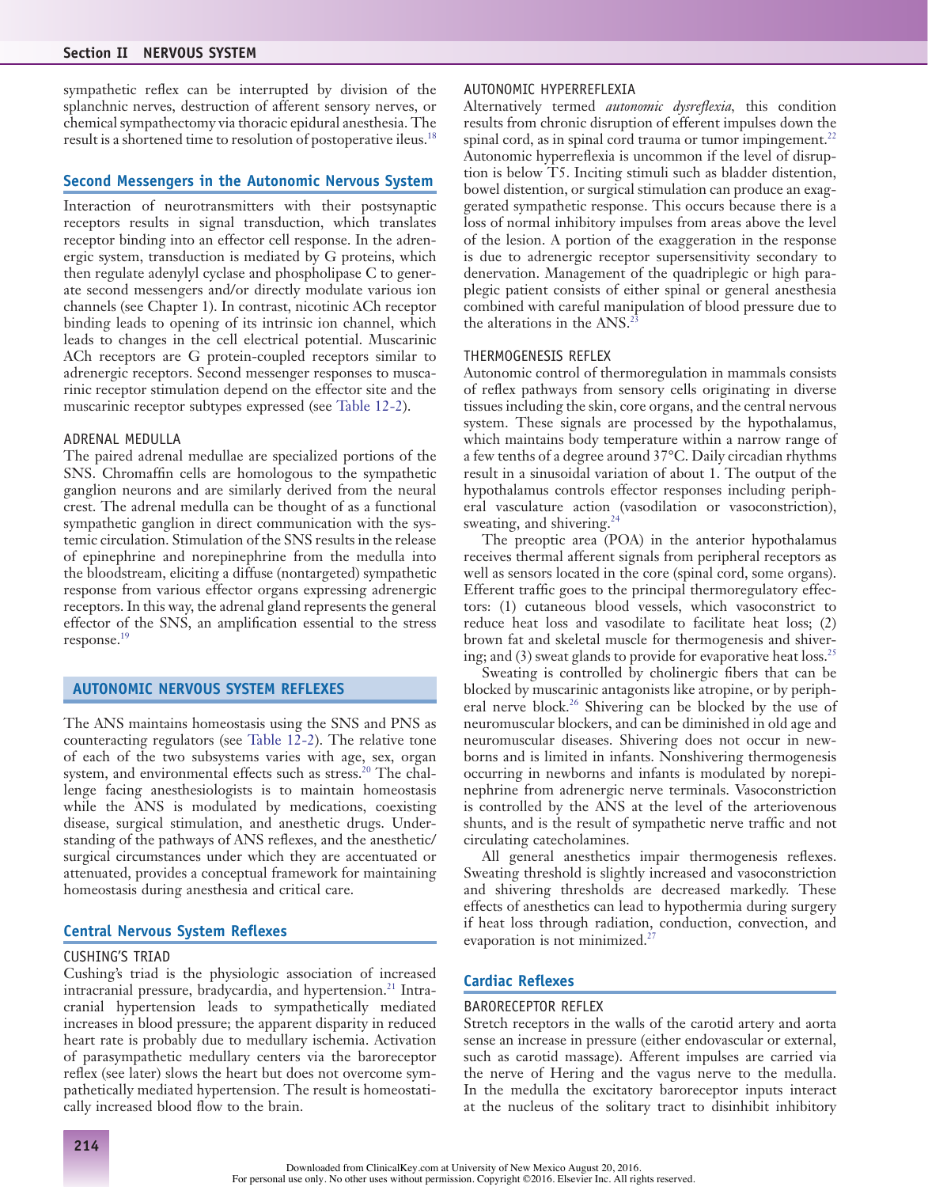sympathetic reflex can be interrupted by division of the splanchnic nerves, destruction of afferent sensory nerves, or chemical sympathectomy via thoracic epidural anesthesia. The result is a shortened time to resolution of postoperative ileus.[18]

### Second Messengers in the Autonomic Nervous System

Interaction of neurotransmitters with their postsynaptic receptors results in signal transduction, which translates receptor binding into an effector cell response. In the adrenergic system, transduction is mediated by G proteins, which then regulate adenylyl cyclase and phospholipase C to generate second messengers and/or directly modulate various ion channels (see Chapter 1). In contrast, nicotinic ACh receptor binding leads to opening of its intrinsic ion channel, which leads to changes in the cell electrical potential. Muscarinic ACh receptors are G protein-coupled receptors similar to adrenergic receptors. Second messenger responses to muscarinic receptor stimulation depend on the effector site and the muscarinic receptor subtypes expressed (see Table 12-2).

#### ADRENAL MEDULLA

The paired adrenal medullae are specialized portions of the SNS. Chromaffin cells are homologous to the sympathetic ganglion neurons and are similarly derived from the neural crest. The adrenal medulla can be thought of as a functional sympathetic ganglion in direct communication with the systemic circulation. Stimulation of the SNS results in the release of epinephrine and norepinephrine from the medulla into the bloodstream, eliciting a diffuse (nontargeted) sympathetic response from various effector organs expressing adrenergic receptors. In this way, the adrenal gland represents the general effector of the SNS, an amplification essential to the stress response.[19]

## AUTONOMIC NERVOUS SYSTEM REFLEXES

The ANS maintains homeostasis using the SNS and PNS as counteracting regulators (see Table 12-2). The relative tone of each of the two subsystems varies with age, sex, organ system, and environmental effects such as stress.[20] The challenge facing anesthesiologists is to maintain homeostasis while the ANS is modulated by medications, coexisting disease, surgical stimulation, and anesthetic drugs. Understanding of the pathways of ANS reflexes, and the anesthetic/surgical circumstances under which they are accentuated or attenuated, provides a conceptual framework for maintaining homeostasis during anesthesia and critical care.

### Central Nervous System Reflexes

#### CUSHING'S TRIAD

Cushing's triad is the physiologic association of increased intracranial pressure, bradycardia, and hypertension.[21] Intracranial hypertension leads to sympathetically mediated increases in blood pressure; the apparent disparity in reduced heart rate is probably due to medullary ischemia. Activation of parasympathetic medullary centers via the baroreceptor reflex (see later) slows the heart but does not overcome sympathetically mediated hypertension. The result is homeostatically increased blood flow to the brain.

#### AUTONOMIC HYPERREFLEXIA

Alternatively termed *autonomic dysreflexia*, this condition results from chronic disruption of efferent impulses down the spinal cord, as in spinal cord trauma or tumor impingement.[22] Autonomic hyperreflexia is uncommon if the level of disruption is below T5. Inciting stimuli such as bladder distention, bowel distention, or surgical stimulation can produce an exaggerated sympathetic response. This occurs because there is a loss of normal inhibitory impulses from areas above the level of the lesion. A portion of the exaggeration in the response is due to adrenergic receptor supersensitivity secondary to denervation. Management of the quadriplegic or high paraplegic patient consists of either spinal or general anesthesia combined with careful manipulation of blood pressure due to the alterations in the ANS.[23]

#### THERMOGENESIS REFLEX

Autonomic control of thermoregulation in mammals consists of reflex pathways from sensory cells originating in diverse tissues including the skin, core organs, and the central nervous system. These signals are processed by the hypothalamus, which maintains body temperature within a narrow range of a few tenths of a degree around 37°C. Daily circadian rhythms result in a sinusoidal variation of about 1. The output of the hypothalamus controls effector responses including peripheral vasculature action (vasodilation or vasoconstriction), sweating, and shivering.[24]

The preoptic area (POA) in the anterior hypothalamus receives thermal afferent signals from peripheral receptors as well as sensors located in the core (spinal cord, some organs). Efferent traffic goes to the principal thermoregulatory effectors: (1) cutaneous blood vessels, which vasoconstrict to reduce heat loss and vasodilate to facilitate heat loss; (2) brown fat and skeletal muscle for thermogenesis and shivering; and (3) sweat glands to provide for evaporative heat loss.[25]

Sweating is controlled by cholinergic fibers that can be blocked by muscarinic antagonists like atropine, or by peripheral nerve block.[26] Shivering can be blocked by the use of neuromuscular blockers, and can be diminished in old age and neuromuscular diseases. Shivering does not occur in newborns and is limited in infants. Nonshivering thermogenesis occurring in newborns and infants is modulated by norepinephrine from adrenergic nerve terminals. Vasoconstriction is controlled by the ANS at the level of the arteriovenous shunts, and is the result of sympathetic nerve traffic and not circulating catecholamines.

All general anesthetics impair thermogenesis reflexes. Sweating threshold is slightly increased and vasoconstriction and shivering thresholds are decreased markedly. These effects of anesthetics can lead to hypothermia during surgery if heat loss through radiation, conduction, convection, and evaporation is not minimized.[27]

### Cardiac Reflexes

#### BARORECEPTOR REFLEX

Stretch receptors in the walls of the carotid artery and aorta sense an increase in pressure (either endovascular or external, such as carotid massage). Afferent impulses are carried via the nerve of Hering and the vagus nerve to the medulla. In the medulla the excitatory baroreceptor inputs interact at the nucleus of the solitary tract to disinhibit inhibitory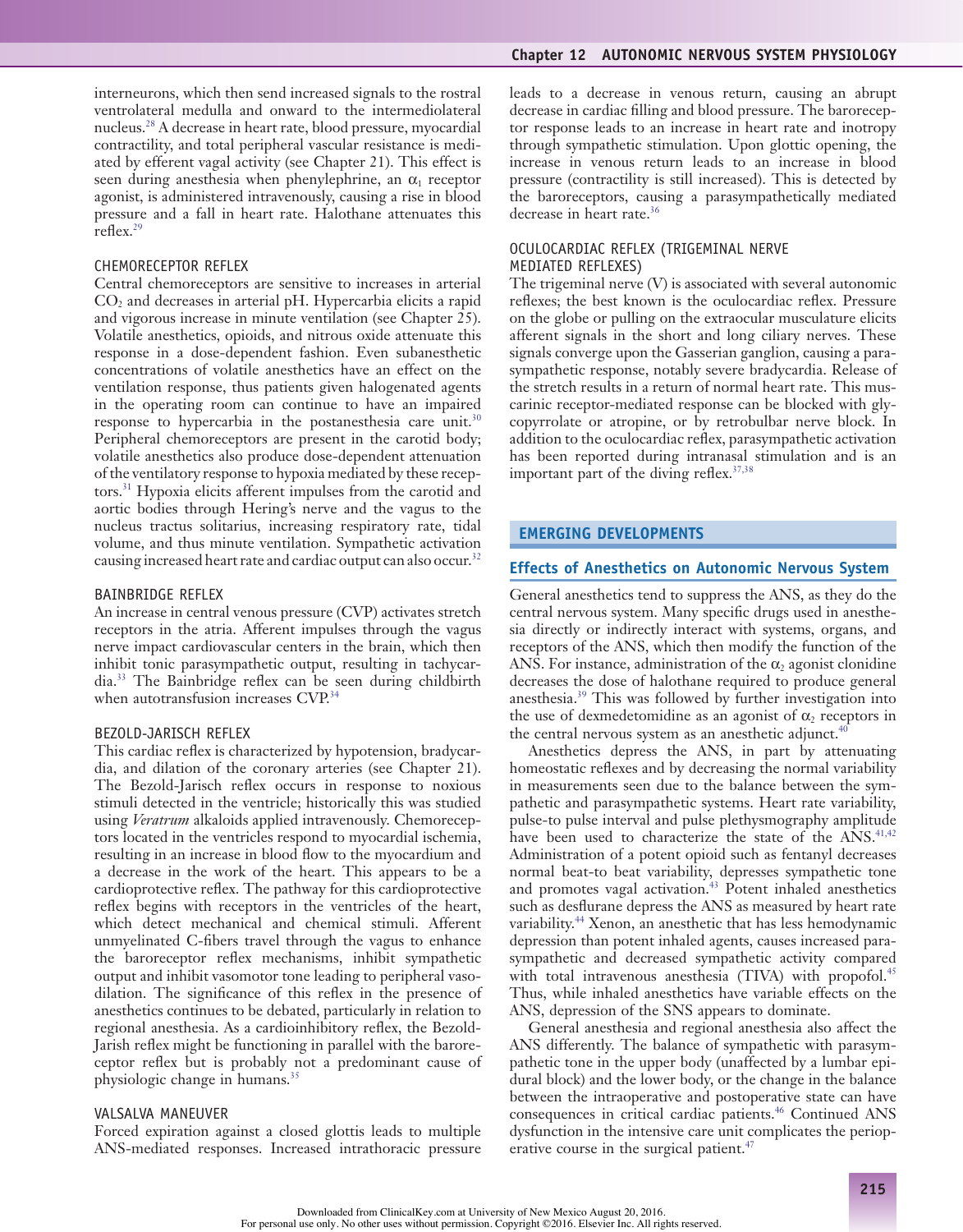interneurons, which then send increased signals to the rostral ventrolateral medulla and onward to the intermediolateral nucleus.[28] A decrease in heart rate, blood pressure, myocardial contractility, and total peripheral vascular resistance is mediated by efferent vagal activity (see Chapter 21). This effect is seen during anesthesia when phenylephrine, an $\alpha_1$ receptor agonist, is administered intravenously, causing a rise in blood pressure and a fall in heart rate. Halothane attenuates this reflex.[29]

#### CHEMORECEPTOR REFLEX

Central chemoreceptors are sensitive to increases in arterial $CO_2$ and decreases in arterial pH. Hypercarbia elicits a rapid and vigorous increase in minute ventilation (see Chapter 25). Volatile anesthetics, opioids, and nitrous oxide attenuate this response in a dose-dependent fashion. Even subanesthetic concentrations of volatile anesthetics have an effect on the ventilation response, thus patients given halogenated agents in the operating room can continue to have an impaired response to hypercarbia in the postanesthesia care unit.[30] Peripheral chemoreceptors are present in the carotid body; volatile anesthetics also produce dose-dependent attenuation of the ventilatory response to hypoxia mediated by these receptors.[31] Hypoxia elicits afferent impulses from the carotid and aortic bodies through Hering's nerve and the vagus to the nucleus tractus solitarius, increasing respiratory rate, tidal volume, and thus minute ventilation. Sympathetic activation causing increased heart rate and cardiac output can also occur.[32]

#### BAINBRIDGE REFLEX

An increase in central venous pressure (CVP) activates stretch receptors in the atria. Afferent impulses through the vagus nerve impact cardiovascular centers in the brain, which then inhibit tonic parasympathetic output, resulting in tachycardia.[33] The Bainbridge reflex can be seen during childbirth when autotransfusion increases CVP.[34]

#### BEZOLD-JARISCH REFLEX

This cardiac reflex is characterized by hypotension, bradycardia, and dilation of the coronary arteries (see Chapter 21). The Bezold-Jarisch reflex occurs in response to noxious stimuli detected in the ventricle; historically this was studied using *Veratrum* alkaloids applied intravenously. Chemoreceptors located in the ventricles respond to myocardial ischemia, resulting in an increase in blood flow to the myocardium and a decrease in the work of the heart. This appears to be a cardioprotective reflex. The pathway for this cardioprotective reflex begins with receptors in the ventricles of the heart, which detect mechanical and chemical stimuli. Afferent unmyelinated C-fibers travel through the vagus to enhance the baroreceptor reflex mechanisms, inhibit sympathetic output and inhibit vasomotor tone leading to peripheral vasodilation. The significance of this reflex in the presence of anesthetics continues to be debated, particularly in relation to regional anesthesia. As a cardioinhibitory reflex, the Bezold-Jarish reflex might be functioning in parallel with the baroreceptor reflex but is probably not a predominant cause of physiologic change in humans.[35]

#### VALSALVA MANEUVER

Forced expiration against a closed glottis leads to multiple ANS-mediated responses. Increased intrathoracic pressure leads to a decrease in venous return, causing an abrupt decrease in cardiac filling and blood pressure. The baroreceptor response leads to an increase in heart rate and inotropy through sympathetic stimulation. Upon glottic opening, the increase in venous return leads to an increase in blood pressure (contractility is still increased). This is detected by the baroreceptors, causing a parasympathetically mediated decrease in heart rate.[36]

#### OCULOCARDIAC REFLEX (TRIGEMINAL NERVE MEDIATED REFLEXES)

The trigeminal nerve (V) is associated with several autonomic reflexes; the best known is the oculocardiac reflex. Pressure on the globe or pulling on the extraocular musculature elicits afferent signals in the short and long ciliary nerves. These signals converge upon the Gasserian ganglion, causing a parasympathetic response, notably severe bradycardia. Release of the stretch results in a return of normal heart rate. This muscarinic receptor-mediated response can be blocked with glycopyrrolate or atropine, or by retrobulbar nerve block. In addition to the oculocardiac reflex, parasympathetic activation has been reported during intranasal stimulation and is an important part of the diving reflex.[37,38]

## EMERGING DEVELOPMENTS

### Effects of Anesthetics on Autonomic Nervous System

General anesthetics tend to suppress the ANS, as they do the central nervous system. Many specific drugs used in anesthesia directly or indirectly interact with systems, organs, and receptors of the ANS, which then modify the function of the ANS. For instance, administration of the $\alpha_2$ agonist clonidine decreases the dose of halothane required to produce general anesthesia.[39] This was followed by further investigation into the use of dexmedetomidine as an agonist of $\alpha_2$ receptors in the central nervous system as an anesthetic adjunct.[40]

Anesthetics depress the ANS, in part by attenuating homeostatic reflexes and by decreasing the normal variability in measurements seen due to the balance between the sympathetic and parasympathetic systems. Heart rate variability, pulse-to pulse interval and pulse plethysmography amplitude have been used to characterize the state of the ANS.[41,42] Administration of a potent opioid such as fentanyl decreases normal beat-to beat variability, depresses sympathetic tone and promotes vagal activation.[43] Potent inhaled anesthetics such as desflurane depress the ANS as measured by heart rate variability.[44] Xenon, an anesthetic that has less hemodynamic depression than potent inhaled agents, causes increased parasympathetic and decreased sympathetic activity compared with total intravenous anesthesia (TIVA) with propofol.[45] Thus, while inhaled anesthetics have variable effects on the ANS, depression of the SNS appears to dominate.

General anesthesia and regional anesthesia also affect the ANS differently. The balance of sympathetic with parasympathetic tone in the upper body (unaffected by a lumbar epidural block) and the lower body, or the change in the balance between the intraoperative and postoperative state can have consequences in critical cardiac patients.[46] Continued ANS dysfunction in the intensive care unit complicates the perioperative course in the surgical patient.[47]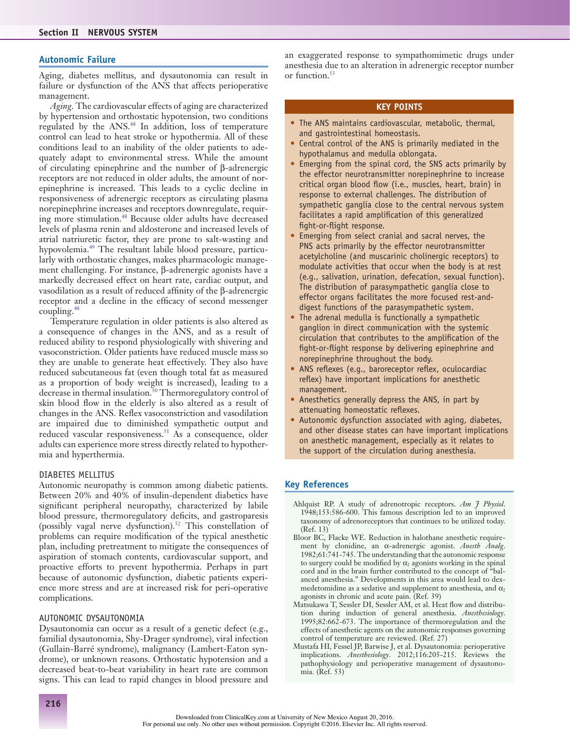## Autonomic Failure

Aging, diabetes mellitus, and dysautonomia can result in failure or dysfunction of the ANS that affects perioperative management.

*Aging.* The cardiovascular effects of aging are characterized by hypertension and orthostatic hypotension, two conditions regulated by the ANS.[48] In addition, loss of temperature control can lead to heat stroke or hypothermia. All of these conditions lead to an inability of the older patients to adequately adapt to environmental stress. While the amount of circulating epinephrine and the number of β-adrenergic receptors are not reduced in older adults, the amount of norepinephrine is increased. This leads to a cyclic decline in responsiveness of adrenergic receptors as circulating plasma norepinephrine increases and receptors downregulate, requiring more stimulation.[48] Because older adults have decreased levels of plasma renin and aldosterone and increased levels of atrial natriuretic factor, they are prone to salt-wasting and hypovolemia.[49] The resultant labile blood pressure, particularly with orthostatic changes, makes pharmacologic management challenging. For instance, β-adrenergic agonists have a markedly decreased effect on heart rate, cardiac output, and vasodilation as a result of reduced affinity of the β-adrenergic receptor and a decline in the efficacy of second messenger coupling.[48]

Temperature regulation in older patients is also altered as a consequence of changes in the ANS, and as a result of reduced ability to respond physiologically with shivering and vasoconstriction. Older patients have reduced muscle mass so they are unable to generate heat effectively. They also have reduced subcutaneous fat (even though total fat as measured as a proportion of body weight is increased), leading to a decrease in thermal insulation.[50] Thermoregulatory control of skin blood flow in the elderly is also altered as a result of changes in the ANS. Reflex vasoconstriction and vasodilation are impaired due to diminished sympathetic output and reduced vascular responsiveness.[51] As a consequence, older adults can experience more stress directly related to hypothermia and hyperthermia.

### DIABETES MELLITUS

Autonomic neuropathy is common among diabetic patients. Between 20% and 40% of insulin-dependent diabetics have significant peripheral neuropathy, characterized by labile blood pressure, thermoregulatory deficits, and gastroparesis (possibly vagal nerve dysfunction).[52] This constellation of problems can require modification of the typical anesthetic plan, including pretreatment to mitigate the consequences of aspiration of stomach contents, cardiovascular support, and proactive efforts to prevent hypothermia. Perhaps in part because of autonomic dysfunction, diabetic patients experience more stress and are at increased risk for peri-operative complications.

### AUTONOMIC DYSAUTONOMIA

Dysautonomia can occur as a result of a genetic defect (e.g., familial dysautonomia, Shy-Drager syndrome), viral infection (Gullain-Barré syndrome), malignancy (Lambert-Eaton syndrome), or unknown reasons. Orthostatic hypotension and a decreased beat-to-beat variability in heart rate are common signs. This can lead to rapid changes in blood pressure and an exaggerated response to sympathomimetic drugs under anesthesia due to an alteration in adrenergic receptor number or function.[53]

## KEY POINTS

- The ANS maintains cardiovascular, metabolic, thermal, and gastrointestinal homeostasis.
- Central control of the ANS is primarily mediated in the hypothalamus and medulla oblongata.
- Emerging from the spinal cord, the SNS acts primarily by the effector neurotransmitter norepinephrine to increase critical organ blood flow (i.e., muscles, heart, brain) in response to external challenges. The distribution of sympathetic ganglia close to the central nervous system facilitates a rapid amplification of this generalized fight-or-flight response.
- Emerging from select cranial and sacral nerves, the PNS acts primarily by the effector neurotransmitter acetylcholine (and muscarinic cholinergic receptors) to modulate activities that occur when the body is at rest (e.g., salivation, urination, defecation, sexual function). The distribution of parasympathetic ganglia close to effector organs facilitates the more focused rest-and-digest functions of the parasympathetic system.
- The adrenal medulla is functionally a sympathetic ganglion in direct communication with the systemic circulation that contributes to the amplification of the fight-or-flight response by delivering epinephrine and norepinephrine throughout the body.
- ANS reflexes (e.g., baroreceptor reflex, oculocardiac reflex) have important implications for anesthetic management.
- Anesthetics generally depress the ANS, in part by attenuating homeostatic reflexes.
- Autonomic dysfunction associated with aging, diabetes, and other disease states can have important implications on anesthetic management, especially as it relates to the support of the circulation during anesthesia.

## Key References

Ahlquist RP. A study of adrenotropic receptors. *Am J Physiol*. 1948;153:586-600. This famous description led to an improved taxonomy of adrenoreceptors that continues to be utilized today. (Ref. 13)

Bloor BC, Flacke WE. Reduction in halothane anesthetic requirement by clonidine, an α-adrenergic agonist. *Anesth Analg*. 1982;61:741-745. The understanding that the autonomic response to surgery could be modified by $\alpha_2$ agonists working in the spinal cord and in the brain further contributed to the concept of "balanced anesthesia." Developments in this area would lead to dexmedetomidine as a sedative and supplement to anesthesia, and $\alpha_2$ agonists in chronic and acute pain. (Ref. 39)

Matsukawa T, Sessler DI, Sessler AM, et al. Heat flow and distribution during induction of general anesthesia. *Anesthesiology*. 1995;82:662-673. The importance of thermoregulation and the effects of anesthetic agents on the autonomic responses governing control of temperature are reviewed. (Ref. 27)

Mustafa HI, Fessel JP, Barwise J, et al. Dysautonomia: perioperative implications. *Anesthesiology*. 2012;116:205-215. Reviews the pathophysiology and perioperative management of dysautonomia. (Ref. 53)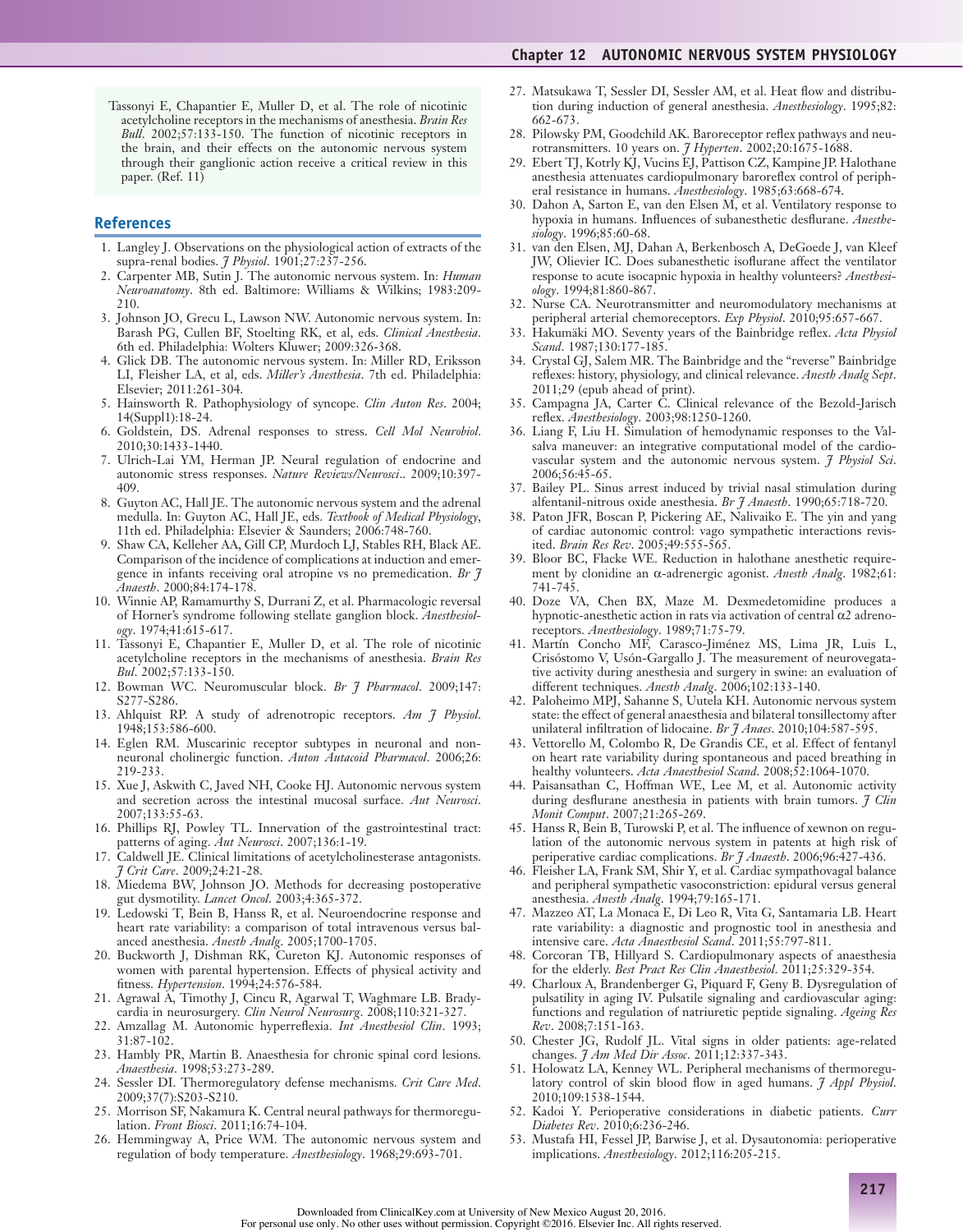Tassonyi E, Chapantier E, Muller D, et al. The role of nicotinic acetylcholine receptors in the mechanisms of anesthesia. *Brain Res Bull*. 2002;57:133-150. The function of nicotinic receptors in the brain, and their effects on the autonomic nervous system through their ganglionic action receive a critical review in this paper. (Ref. 11)

## References

1. Langley J. Observations on the physiological action of extracts of the supra-renal bodies. *J Physiol*. 1901;27:237-256.
2. Carpenter MB, Sutin J. The autonomic nervous system. In: *Human Neuroanatomy*. 8th ed. Baltimore: Williams & Wilkins; 1983:209-210.
3. Johnson JO, Grecu L, Lawson NW. Autonomic nervous system. In: Barash PG, Cullen BF, Stoelting RK, et al, eds. *Clinical Anesthesia*. 6th ed. Philadelphia: Wolters Kluwer; 2009:326-368.
4. Glick DB. The autonomic nervous system. In: Miller RD, Eriksson LI, Fleisher LA, et al, eds. *Miller's Anesthesia*. 7th ed. Philadelphia: Elsevier; 2011:261-304.
5. Hainsworth R. Pathophysiology of syncope. *Clin Auton Res*. 2004; 14(Suppl1):18-24.
6. Goldstein, DS. Adrenal responses to stress. *Cell Mol Neurobiol*. 2010;30:1433-1440.
7. Ulrich-Lai YM, Herman JP. Neural regulation of endocrine and autonomic stress responses. *Nature Reviews/Neurosci*.. 2009;10:397-409.
8. Guyton AC, Hall JE. The autonomic nervous system and the adrenal medulla. In: Guyton AC, Hall JE, eds. *Textbook of Medical Physiology*, 11th ed. Philadelphia: Elsevier & Saunders; 2006:748-760.
9. Shaw CA, Kelleher AA, Gill CP, Murdoch LJ, Stables RH, Black AE. Comparison of the incidence of complications at induction and emergence in infants receiving oral atropine vs no premedication. *Br J Anaesth*. 2000;84:174-178.
10. Winnie AP, Ramamurthy S, Durrani Z, et al. Pharmacologic reversal of Horner's syndrome following stellate ganglion block. *Anesthesiology*. 1974;41:615-617.
11. Tassonyi E, Chapantier E, Muller D, et al. The role of nicotinic acetylcholine receptors in the mechanisms of anesthesia. *Brain Res Bul*. 2002;57:133-150.
12. Bowman WC. Neuromuscular block. *Br J Pharmacol*. 2009;147: S277-S286.
13. Ahlquist RP. A study of adrenotropic receptors. *Am J Physiol*. 1948;153:586-600.
14. Eglen RM. Muscarinic receptor subtypes in neuronal and nonneuronal cholinergic function. *Auton Autacoid Pharmacol*. 2006;26: 219-233.
15. Xue J, Askwith C, Javed NH, Cooke HJ. Autonomic nervous system and secretion across the intestinal mucosal surface. *Aut Neurosci*. 2007;133:55-63.
16. Phillips RJ, Powley TL. Innervation of the gastrointestinal tract: patterns of aging. *Aut Neurosci*. 2007;136:1-19.
17. Caldwell JE. Clinical limitations of acetylcholinesterase antagonists. *J Crit Care*. 2009;24:21-28.
18. Miedema BW, Johnson JO. Methods for decreasing postoperative gut dysmotility. *Lancet Oncol*. 2003;4:365-372.
19. Ledowski T, Bein B, Hanss R, et al. Neuroendocrine response and heart rate variability: a comparison of total intravenous versus balanced anesthesia. *Anesth Analg*. 2005;1700-1705.
20. Buckworth J, Dishman RK, Cureton KJ. Autonomic responses of women with parental hypertension. Effects of physical activity and fitness. *Hypertension*. 1994;24:576-584.
21. Agrawal A, Timothy J, Cincu R, Agarwal T, Waghmare LB. Bradycardia in neurosurgery. *Clin Neurol Neurosurg*. 2008;110:321-327.
22. Amzallag M. Autonomic hyperreflexia. *Int Anesthesiol Clin*. 1993; 31:87-102.
23. Hambly PR, Martin B. Anaesthesia for chronic spinal cord lesions. *Anaesthesia*. 1998;53:273-289.
24. Sessler DI. Thermoregulatory defense mechanisms. *Crit Care Med*. 2009;37(7):S203-S210.
25. Morrison SF, Nakamura K. Central neural pathways for thermoregulation. *Front Biosci*. 2011;16:74-104.
26. Hemmingway A, Price WM. The autonomic nervous system and regulation of body temperature. *Anesthesiology*. 1968;29:693-701.
27. Matsukawa T, Sessler DI, Sessler AM, et al. Heat flow and distribution during induction of general anesthesia. *Anesthesiology*. 1995;82: 662-673.
28. Pilowsky PM, Goodchild AK. Baroreceptor reflex pathways and neurotransmitters. 10 years on. *J Hyperten*. 2002;20:1675-1688.
29. Ebert TJ, Kotrly KJ, Vucins EJ, Pattison CZ, Kampine JP. Halothane anesthesia attenuates cardiopulmonary baroreflex control of peripheral resistance in humans. *Anesthesiology*. 1985;63:668-674.
30. Dahon A, Sarton E, van den Elsen M, et al. Ventilatory response to hypoxia in humans. Influences of subanesthetic desflurane. *Anesthesiology*. 1996;85:60-68.
31. van den Elsen, MJ, Dahan A, Berkenbosch A, DeGoede J, van Kleef JW, Olievier IC. Does subanesthetic isoflurane affect the ventilator response to acute isocapnic hypoxia in healthy volunteers? *Anesthesiology*. 1994;81:860-867.
32. Nurse CA. Neurotransmitter and neuromodulatory mechanisms at peripheral arterial chemoreceptors. *Exp Physiol*. 2010;95:657-667.
33. Hakumäki MO. Seventy years of the Bainbridge reflex. *Acta Physiol Scand*. 1987;130:177-185.
34. Crystal GJ, Salem MR. The Bainbridge and the "reverse" Bainbridge reflexes: history, physiology, and clinical relevance. *Anesth Analg Sept*. 2011;29 (epub ahead of print).
35. Campagna JA, Carter C. Clinical relevance of the Bezold-Jarisch reflex. *Anesthesiology*. 2003;98:1250-1260.
36. Liang F, Liu H. Simulation of hemodynamic responses to the Valsalva maneuver: an integrative computational model of the cardiovascular system and the autonomic nervous system. *J Physiol Sci*. 2006;56:45-65.
37. Bailey PL. Sinus arrest induced by trivial nasal stimulation during alfentanil-nitrous oxide anesthesia. *Br J Anaesth*. 1990;65:718-720.
38. Paton JFR, Boscan P, Pickering AE, Nalivaiko E. The yin and yang of cardiac autonomic control: vago sympathetic interactions revisited. *Brain Res Rev*. 2005;49:555-565.
39. Bloor BC, Flacke WE. Reduction in halothane anesthetic requirement by clonidine an α-adrenergic agonist. *Anesth Analg*. 1982;61: 741-745.
40. Doze VA, Chen BX, Maze M. Dexmedetomidine produces a hypnotic-anesthetic action in rats via activation of central α2 adrenoreceptors. *Anesthesiology*. 1989;71:75-79.
41. Martín Concho MF, Carasco-Jiménez MS, Lima JR, Luis L, Crisóstomo V, Usón-Gargallo J. The measurement of neurovegatative activity during anesthesia and surgery in swine: an evaluation of different techniques. *Anesth Analg*. 2006;102:133-140.
42. Paloheimo MPJ, Sahanne S, Uutela KH. Autonomic nervous system state: the effect of general anaesthesia and bilateral tonsillectomy after unilateral infiltration of lidocaine. *Br J Anaes*. 2010;104:587-595.
43. Vettorello M, Colombo R, De Grandis CE, et al. Effect of fentanyl on heart rate variability during spontaneous and paced breathing in healthy volunteers. *Acta Anaesthesiol Scand*. 2008;52:1064-1070.
44. Paisansathan C, Hoffman WE, Lee M, et al. Autonomic activity during desflurane anesthesia in patients with brain tumors. *J Clin Monit Comput*. 2007;21:265-269.
45. Hanss R, Bein B, Turowski P, et al. The influence of xenon on regulation of the autonomic nervous system in patents at high risk of periperative cardiac complications. *Br J Anaesth*. 2006;96:427-436.
46. Fleisher LA, Frank SM, Shir Y, et al. Cardiac sympathovagal balance and peripheral sympathetic vasoconstriction: epidural versus general anesthesia. *Anesth Analg*. 1994;79:165-171.
47. Mazzeo AT, La Monaca E, Di Leo R, Vita G, Santamaria LB. Heart rate variability: a diagnostic and prognostic tool in anesthesia and intensive care. *Acta Anaesthesiol Scand*. 2011;55:797-811.
48. Corcoran TB, Hillyard S. Cardiopulmonary aspects of anaesthesia for the elderly. *Best Pract Res Clin Anaesthesiol*. 2011;25:329-354.
49. Charloux A, Brandenberger G, Piquard F, Geny B. Dysregulation of pulsatility in aging IV. Pulsatile signaling and cardiovascular aging: functions and regulation of natriuretic peptide signaling. *Ageing Res Rev*. 2008;7:151-163.
50. Chester JG, Rudolf JL. Vital signs in older patients: age-related changes. *J Am Med Dir Assoc*. 2011;12:337-343.
51. Holowatz LA, Kenney WL. Peripheral mechanisms of thermoregulatory control of skin blood flow in aged humans. *J Appl Physiol*. 2010;109:1538-1544.
52. Kadoi Y. Perioperative considerations in diabetic patients. *Curr Diabetes Rev*. 2010;6:236-246.
53. Mustafa HI, Fessel JP, Barwise J, et al. Dysautonomia: perioperative implications. *Anesthesiology*. 2012;116:205-215.